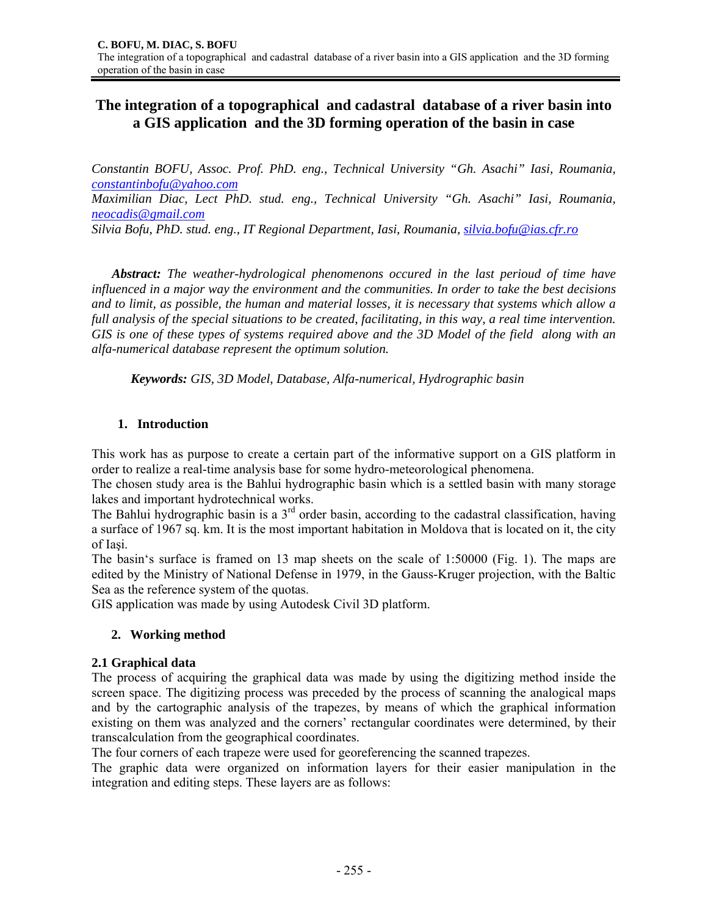# The integration of a topographical and cadastral database of a river basin into a GIS application and the 3D forming operation of the basin in case

*Constantin BOFU, Assoc. Prof. PhD. eng., Technical University "Gh. Asachi" Iasi, Roumania, constantinbofu@yahoo.com*
*Maximilian Diac, Lect PhD. stud. eng., Technical University "Gh. Asachi" Iasi, Roumania, neocadis@gmail.com*
*Silvia Bofu, PhD. stud. eng., IT Regional Department, Iasi, Roumania, silvia.bofu@ias.cfr.ro*

***Abstract:*** *The weather-hydrological phenomenons occured in the last perioud of time have influenced in a major way the environment and the communities. In order to take the best decisions and to limit, as possible, the human and material losses, it is necessary that systems which allow a full analysis of the special situations to be created, facilitating, in this way, a real time intervention. GIS is one of these types of systems required above and the 3D Model of the field along with an alfa-numerical database represent the optimum solution.*

***Keywords:*** *GIS, 3D Model, Database, Alfa-numerical, Hydrographic basin*

## 1. Introduction

This work has as purpose to create a certain part of the informative support on a GIS platform in order to realize a real-time analysis base for some hydro-meteorological phenomena.

The chosen study area is the Bahlui hydrographic basin which is a settled basin with many storage lakes and important hydrotechnical works.

The Bahlui hydrographic basin is a 3rd order basin, according to the cadastral classification, having a surface of 1967 sq. km. It is the most important habitation in Moldova that is located on it, the city of Iaşi.

The basin's surface is framed on 13 map sheets on the scale of 1:50000 (Fig. 1). The maps are edited by the Ministry of National Defense in 1979, in the Gauss-Kruger projection, with the Baltic Sea as the reference system of the quotas.

GIS application was made by using Autodesk Civil 3D platform.

## 2. Working method

### 2.1 Graphical data

The process of acquiring the graphical data was made by using the digitizing method inside the screen space. The digitizing process was preceded by the process of scanning the analogical maps and by the cartographic analysis of the trapezes, by means of which the graphical information existing on them was analyzed and the corners' rectangular coordinates were determined, by their transcalculation from the geographical coordinates.

The four corners of each trapeze were used for georeferencing the scanned trapezes.

The graphic data were organized on information layers for their easier manipulation in the integration and editing steps. These layers are as follows: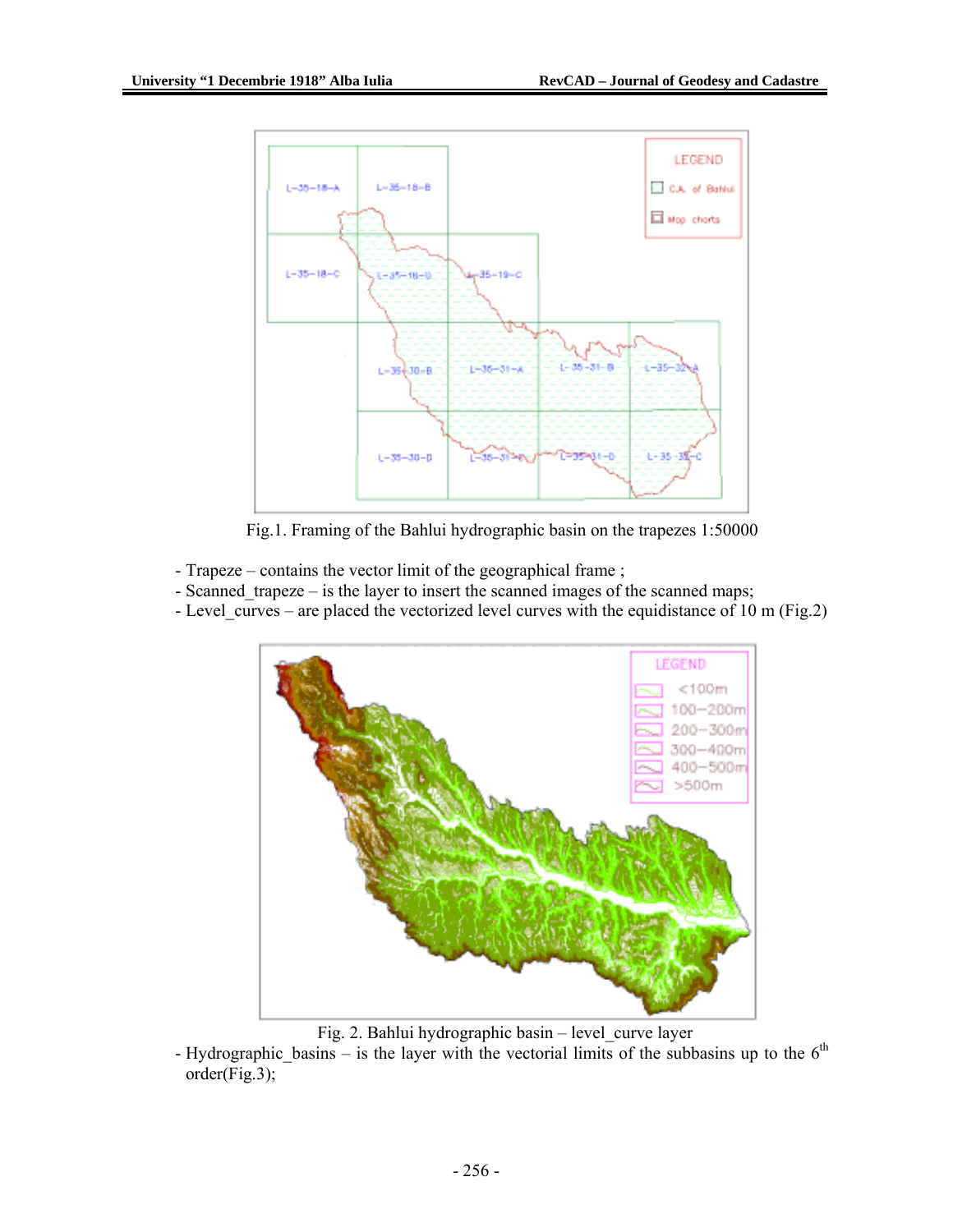Fig.1. Framing of the Bahlui hydrographic basin on the trapezes 1:50000

- Trapeze – contains the vector limit of the geographical frame ;
- Scanned_trapeze – is the layer to insert the scanned images of the scanned maps;
- Level_curves – are placed the vectorized level curves with the equidistance of 10 m (Fig.2)

Fig. 2. Bahlui hydrographic basin – level_curve layer

- Hydrographic_basins – is the layer with the vectorial limits of the subbasins up to the 6th order(Fig.3);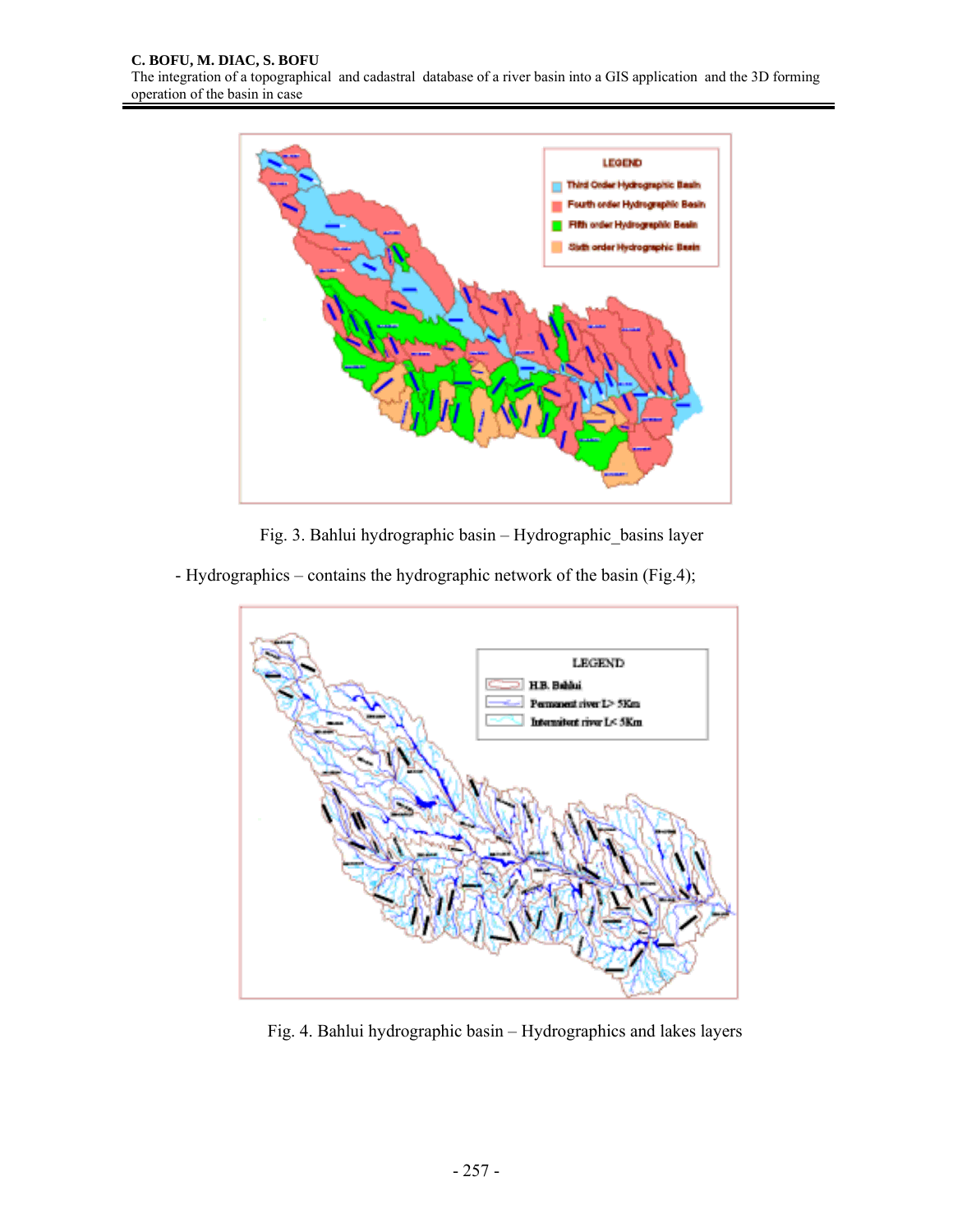Fig. 3. Bahlui hydrographic basin – Hydrographic_basins layer

- Hydrographics – contains the hydrographic network of the basin (Fig.4);

Fig. 4. Bahlui hydrographic basin – Hydrographics and lakes layers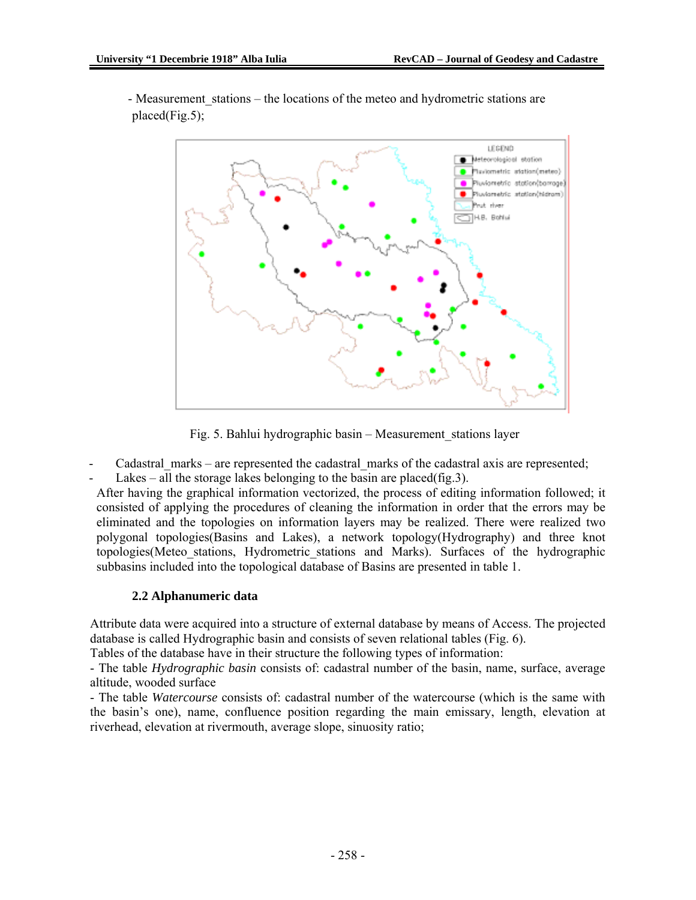- Measurement_stations – the locations of the meteo and hydrometric stations are placed(Fig.5);

Fig. 5. Bahlui hydrographic basin – Measurement_stations layer

- Cadastral_marks – are represented the cadastral_marks of the cadastral axis are represented;
- Lakes – all the storage lakes belonging to the basin are placed(fig.3).

After having the graphical information vectorized, the process of editing information followed; it consisted of applying the procedures of cleaning the information in order that the errors may be eliminated and the topologies on information layers may be realized. There were realized two polygonal topologies(Basins and Lakes), a network topology(Hydrography) and three knot topologies(Meteo_stations, Hydrometric_stations and Marks). Surfaces of the hydrographic subbasins included into the topological database of Basins are presented in table 1.

### 2.2 Alphanumeric data

Attribute data were acquired into a structure of external database by means of Access. The projected database is called Hydrographic basin and consists of seven relational tables (Fig. 6).

Tables of the database have in their structure the following types of information:

- The table *Hydrographic basin* consists of: cadastral number of the basin, name, surface, average altitude, wooded surface

- The table *Watercourse* consists of: cadastral number of the watercourse (which is the same with the basin's one), name, confluence position regarding the main emissary, length, elevation at riverhead, elevation at rivermouth, average slope, sinuosity ratio;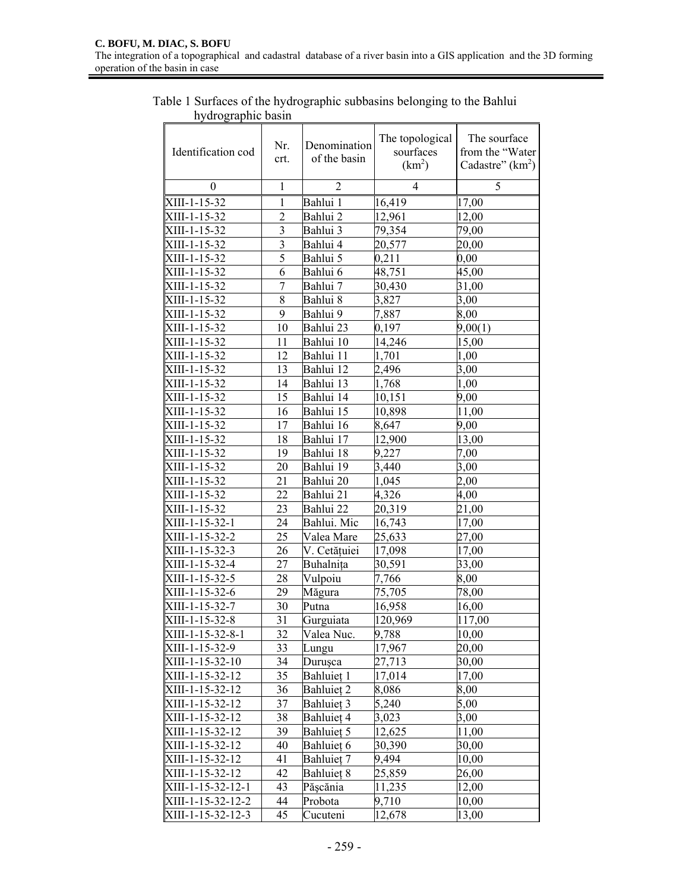Table 1 Surfaces of the hydrographic subbasins belonging to the Bahlui hydrographic basin

| Identification cod | Nr. crt. | Denomination of the basin | The topological sourfaces ($km^2$) | The sourface from the "Water Cadastre" ($km^2$) |
|---|---|---|---|---|
| 0 | 1 | 2 | 4 | 5 |
| XIII-1-15-32 | 1 | Bahlui 1 | 16,419 | 17,00 |
| XIII-1-15-32 | 2 | Bahlui 2 | 12,961 | 12,00 |
| XIII-1-15-32 | 3 | Bahlui 3 | 79,354 | 79,00 |
| XIII-1-15-32 | 3 | Bahlui 4 | 20,577 | 20,00 |
| XIII-1-15-32 | 5 | Bahlui 5 | 0,211 | 0,00 |
| XIII-1-15-32 | 6 | Bahlui 6 | 48,751 | 45,00 |
| XIII-1-15-32 | 7 | Bahlui 7 | 30,430 | 31,00 |
| XIII-1-15-32 | 8 | Bahlui 8 | 3,827 | 3,00 |
| XIII-1-15-32 | 9 | Bahlui 9 | 7,887 | 8,00 |
| XIII-1-15-32 | 10 | Bahlui 23 | 0,197 | 9,00(1) |
| XIII-1-15-32 | 11 | Bahlui 10 | 14,246 | 15,00 |
| XIII-1-15-32 | 12 | Bahlui 11 | 1,701 | 1,00 |
| XIII-1-15-32 | 13 | Bahlui 12 | 2,496 | 3,00 |
| XIII-1-15-32 | 14 | Bahlui 13 | 1,768 | 1,00 |
| XIII-1-15-32 | 15 | Bahlui 14 | 10,151 | 9,00 |
| XIII-1-15-32 | 16 | Bahlui 15 | 10,898 | 11,00 |
| XIII-1-15-32 | 17 | Bahlui 16 | 8,647 | 9,00 |
| XIII-1-15-32 | 18 | Bahlui 17 | 12,900 | 13,00 |
| XIII-1-15-32 | 19 | Bahlui 18 | 9,227 | 7,00 |
| XIII-1-15-32 | 20 | Bahlui 19 | 3,440 | 3,00 |
| XIII-1-15-32 | 21 | Bahlui 20 | 1,045 | 2,00 |
| XIII-1-15-32 | 22 | Bahlui 21 | 4,326 | 4,00 |
| XIII-1-15-32 | 23 | Bahlui 22 | 20,319 | 21,00 |
| XIII-1-15-32-1 | 24 | Bahlui. Mic | 16,743 | 17,00 |
| XIII-1-15-32-2 | 25 | Valea Mare | 25,633 | 27,00 |
| XIII-1-15-32-3 | 26 | V. Cetățuiei | 17,098 | 17,00 |
| XIII-1-15-32-4 | 27 | Buhalnița | 30,591 | 33,00 |
| XIII-1-15-32-5 | 28 | Vulpoiu | 7,766 | 8,00 |
| XIII-1-15-32-6 | 29 | Măgura | 75,705 | 78,00 |
| XIII-1-15-32-7 | 30 | Putna | 16,958 | 16,00 |
| XIII-1-15-32-8 | 31 | Gurguiata | 120,969 | 117,00 |
| XIII-1-15-32-8-1 | 32 | Valea Nuc. | 9,788 | 10,00 |
| XIII-1-15-32-9 | 33 | Lungu | 17,967 | 20,00 |
| XIII-1-15-32-10 | 34 | Durușca | 27,713 | 30,00 |
| XIII-1-15-32-12 | 35 | Bahluieț 1 | 17,014 | 17,00 |
| XIII-1-15-32-12 | 36 | Bahluieț 2 | 8,086 | 8,00 |
| XIII-1-15-32-12 | 37 | Bahluieț 3 | 5,240 | 5,00 |
| XIII-1-15-32-12 | 38 | Bahluieț 4 | 3,023 | 3,00 |
| XIII-1-15-32-12 | 39 | Bahluieț 5 | 12,625 | 11,00 |
| XIII-1-15-32-12 | 40 | Bahluieț 6 | 30,390 | 30,00 |
| XIII-1-15-32-12 | 41 | Bahluieț 7 | 9,494 | 10,00 |
| XIII-1-15-32-12 | 42 | Bahluieț 8 | 25,859 | 26,00 |
| XIII-1-15-32-12-1 | 43 | Pășcănia | 11,235 | 12,00 |
| XIII-1-15-32-12-2 | 44 | Probota | 9,710 | 10,00 |
| XIII-1-15-32-12-3 | 45 | Cucuteni | 12,678 | 13,00 |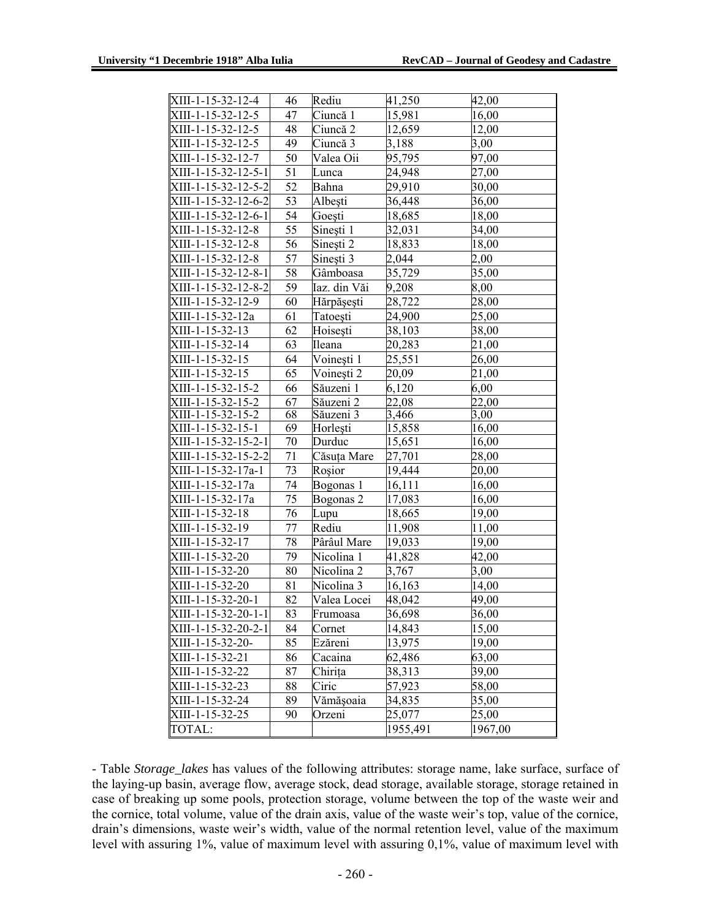| XIII-1-15-32-12-4 | 46 | Rediu | 41,250 | 42,00 |
|---|---|---|---|---|
| XIII-1-15-32-12-5 | 47 | Ciuncă 1 | 15,981 | 16,00 |
| XIII-1-15-32-12-5 | 48 | Ciuncă 2 | 12,659 | 12,00 |
| XIII-1-15-32-12-5 | 49 | Ciuncă 3 | 3,188 | 3,00 |
| XIII-1-15-32-12-7 | 50 | Valea Oii | 95,795 | 97,00 |
| XIII-1-15-32-12-5-1 | 51 | Lunca | 24,948 | 27,00 |
| XIII-1-15-32-12-5-2 | 52 | Bahna | 29,910 | 30,00 |
| XIII-1-15-32-12-6-2 | 53 | Albeşti | 36,448 | 36,00 |
| XIII-1-15-32-12-6-1 | 54 | Goeşti | 18,685 | 18,00 |
| XIII-1-15-32-12-8 | 55 | Sineşti 1 | 32,031 | 34,00 |
| XIII-1-15-32-12-8 | 56 | Sineşti 2 | 18,833 | 18,00 |
| XIII-1-15-32-12-8 | 57 | Sineşti 3 | 2,044 | 2,00 |
| XIII-1-15-32-12-8-1 | 58 | Gâmboasa | 35,729 | 35,00 |
| XIII-1-15-32-12-8-2 | 59 | Iaz. din Văi | 9,208 | 8,00 |
| XIII-1-15-32-12-9 | 60 | Hărpăşeşti | 28,722 | 28,00 |
| XIII-1-15-32-12a | 61 | Tatoeşti | 24,900 | 25,00 |
| XIII-1-15-32-13 | 62 | Hoiseşti | 38,103 | 38,00 |
| XIII-1-15-32-14 | 63 | Ileana | 20,283 | 21,00 |
| XIII-1-15-32-15 | 64 | Voineşti 1 | 25,551 | 26,00 |
| XIII-1-15-32-15 | 65 | Voineşti 2 | 20,09 | 21,00 |
| XIII-1-15-32-15-2 | 66 | Săuzeni 1 | 6,120 | 6,00 |
| XIII-1-15-32-15-2 | 67 | Săuzeni 2 | 22,08 | 22,00 |
| XIII-1-15-32-15-2 | 68 | Săuzeni 3 | 3,466 | 3,00 |
| XIII-1-15-32-15-1 | 69 | Horleşti | 15,858 | 16,00 |
| XIII-1-15-32-15-2-1 | 70 | Durduc | 15,651 | 16,00 |
| XIII-1-15-32-15-2-2 | 71 | Căsuţa Mare | 27,701 | 28,00 |
| XIII-1-15-32-17a-1 | 73 | Roşior | 19,444 | 20,00 |
| XIII-1-15-32-17a | 74 | Bogonas 1 | 16,111 | 16,00 |
| XIII-1-15-32-17a | 75 | Bogonas 2 | 17,083 | 16,00 |
| XIII-1-15-32-18 | 76 | Lupu | 18,665 | 19,00 |
| XIII-1-15-32-19 | 77 | Rediu | 11,908 | 11,00 |
| XIII-1-15-32-17 | 78 | Pârâul Mare | 19,033 | 19,00 |
| XIII-1-15-32-20 | 79 | Nicolina 1 | 41,828 | 42,00 |
| XIII-1-15-32-20 | 80 | Nicolina 2 | 3,767 | 3,00 |
| XIII-1-15-32-20 | 81 | Nicolina 3 | 16,163 | 14,00 |
| XIII-1-15-32-20-1 | 82 | Valea Locei | 48,042 | 49,00 |
| XIII-1-15-32-20-1-1 | 83 | Frumoasa | 36,698 | 36,00 |
| XIII-1-15-32-20-2-1 | 84 | Cornet | 14,843 | 15,00 |
| XIII-1-15-32-20- | 85 | Ezăreni | 13,975 | 19,00 |
| XIII-1-15-32-21 | 86 | Cacaina | 62,486 | 63,00 |
| XIII-1-15-32-22 | 87 | Chiriţa | 38,313 | 39,00 |
| XIII-1-15-32-23 | 88 | Ciric | 57,923 | 58,00 |
| XIII-1-15-32-24 | 89 | Vămăşoaia | 34,835 | 35,00 |
| XIII-1-15-32-25 | 90 | Orzeni | 25,077 | 25,00 |
| TOTAL: | | | 1955,491 | 1967,00 |

- Table *Storage_lakes* has values of the following attributes: storage name, lake surface, surface of the laying-up basin, average flow, average stock, dead storage, available storage, storage retained in case of breaking up some pools, protection storage, volume between the top of the waste weir and the cornice, total volume, value of the drain axis, value of the waste weir's top, value of the cornice, drain's dimensions, waste weir's width, value of the normal retention level, value of the maximum level with assuring 1%, value of maximum level with assuring 0,1%, value of maximum level with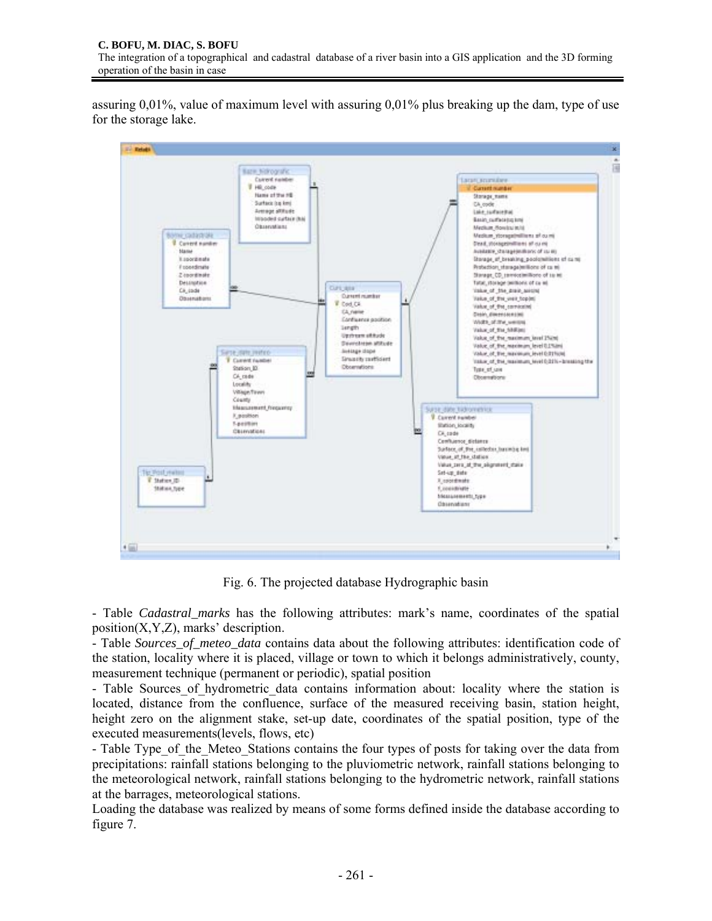assuring 0,01%, value of maximum level with assuring 0,01% plus breaking up the dam, type of use for the storage lake.

Fig. 6. The projected database Hydrographic basin

- Table *Cadastral_marks* has the following attributes: mark's name, coordinates of the spatial position(X,Y,Z), marks' description.
- Table *Sources_of_meteo_data* contains data about the following attributes: identification code of the station, locality where it is placed, village or town to which it belongs administratively, county, measurement technique (permanent or periodic), spatial position
- Table Sources_of_hydrometric_data contains information about: locality where the station is located, distance from the confluence, surface of the measured receiving basin, station height, height zero on the alignment stake, set-up date, coordinates of the spatial position, type of the executed measurements(levels, flows, etc)
- Table Type_of_the_Meteo_Stations contains the four types of posts for taking over the data from precipitations: rainfall stations belonging to the pluviometric network, rainfall stations belonging to the meteorological network, rainfall stations belonging to the hydrometric network, rainfall stations at the barrages, meteorological stations.

Loading the database was realized by means of some forms defined inside the database according to figure 7.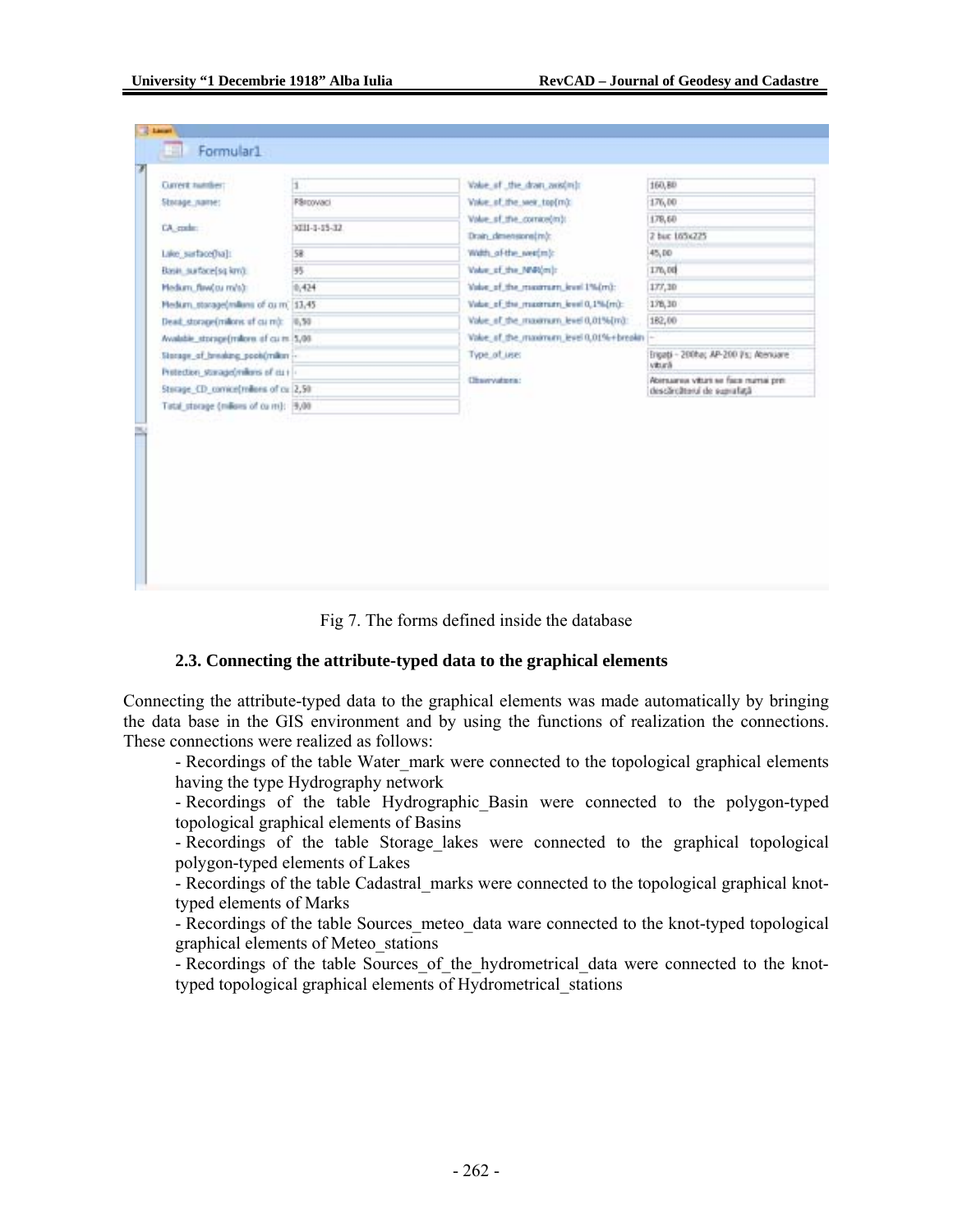Fig 7. The forms defined inside the database

### 2.3. Connecting the attribute-typed data to the graphical elements

Connecting the attribute-typed data to the graphical elements was made automatically by bringing the data base in the GIS environment and by using the functions of realization the connections. These connections were realized as follows:

- Recordings of the table Water_mark were connected to the topological graphical elements having the type Hydrography network
- Recordings of the table Hydrographic_Basin were connected to the polygon-typed topological graphical elements of Basins
- Recordings of the table Storage_lakes were connected to the graphical topological polygon-typed elements of Lakes
- Recordings of the table Cadastral_marks were connected to the topological graphical knot-typed elements of Marks
- Recordings of the table Sources_meteo_data ware connected to the knot-typed topological graphical elements of Meteo_stations
- Recordings of the table Sources_of_the_hydrometrical_data were connected to the knot-typed topological graphical elements of Hydrometrical_stations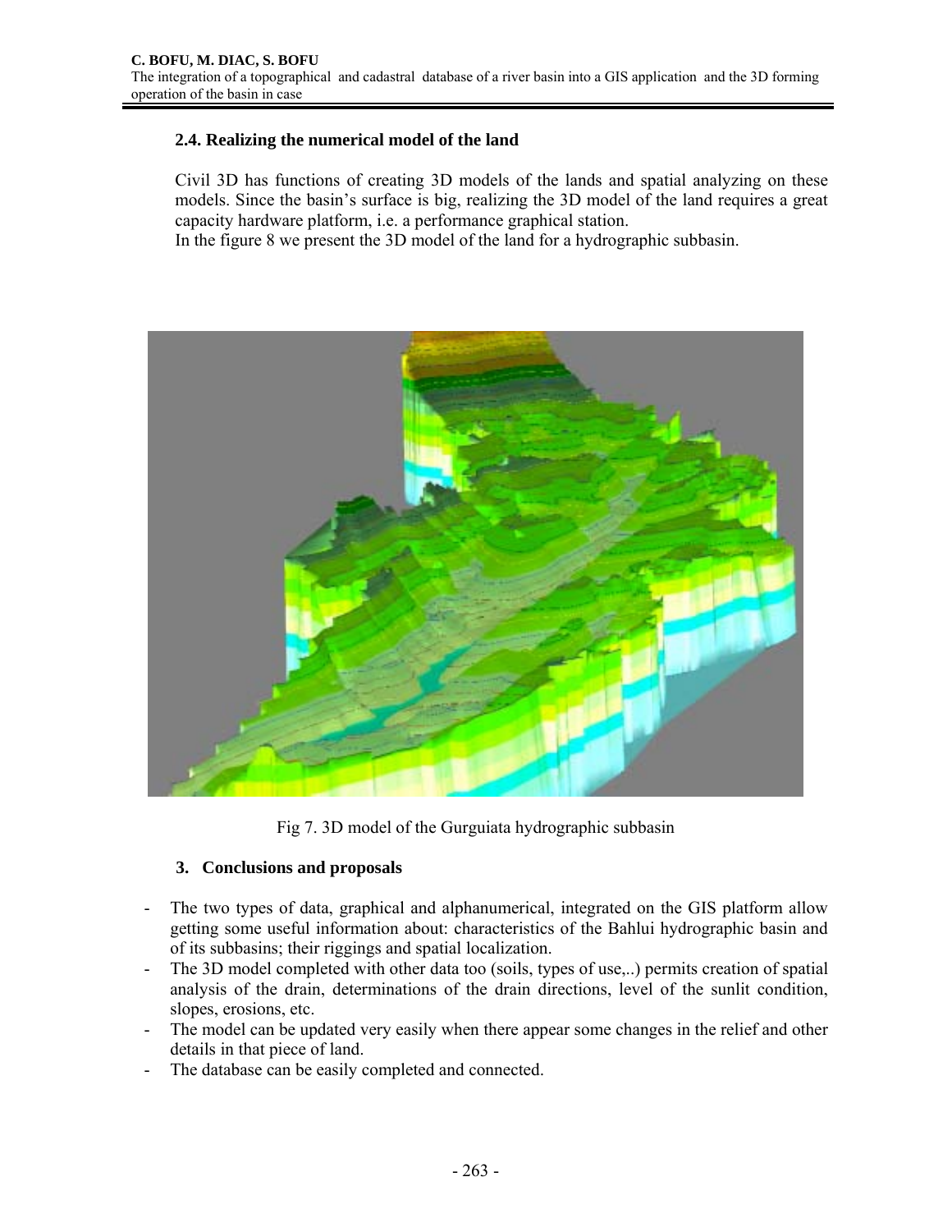## 2.4. Realizing the numerical model of the land

Civil 3D has functions of creating 3D models of the lands and spatial analyzing on these models. Since the basin's surface is big, realizing the 3D model of the land requires a great capacity hardware platform, i.e. a performance graphical station.

In the figure 8 we present the 3D model of the land for a hydrographic subbasin.

Fig 7. 3D model of the Gurguiata hydrographic subbasin

## 3. Conclusions and proposals

- The two types of data, graphical and alphanumerical, integrated on the GIS platform allow getting some useful information about: characteristics of the Bahlui hydrographic basin and of its subbasins; their riggings and spatial localization.
- The 3D model completed with other data too (soils, types of use,..) permits creation of spatial analysis of the drain, determinations of the drain directions, level of the sunlit condition, slopes, erosions, etc.
- The model can be updated very easily when there appear some changes in the relief and other details in that piece of land.
- The database can be easily completed and connected.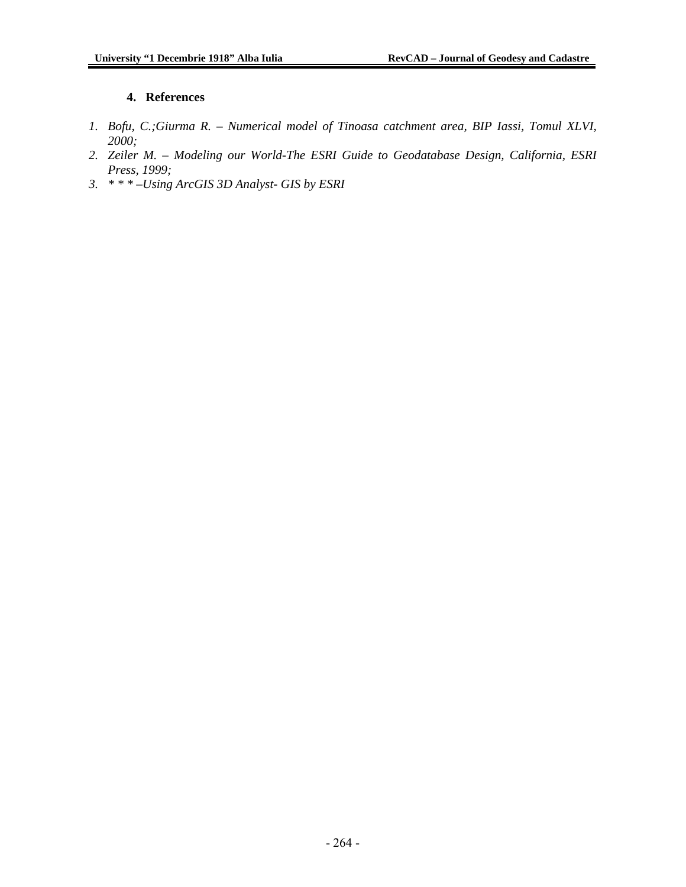## 4. References

1. *Bofu, C.;Giurma R. – Numerical model of Tinoasa catchment area, BIP Iassi, Tomul XLVI, 2000;*
2. *Zeiler M. – Modeling our World-The ESRI Guide to Geodatabase Design, California, ESRI Press, 1999;*
3. *\* \* \* –Using ArcGIS 3D Analyst- GIS by ESRI*